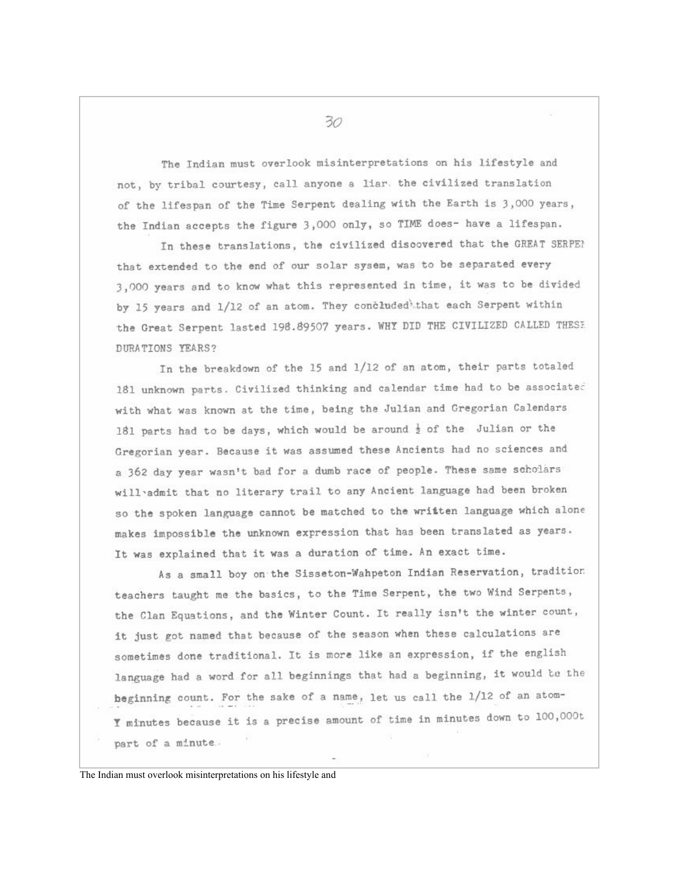The Indian must overlook misinterpretations on his lifestyle and not, by tribal courtesy, call anyone a liar. the civilized translation of the lifespan of the Time Serpent dealing with the Earth is 3,000 years, the Indian accepts the figure 3,000 only, so TIME does- have a lifespan.

In these translations, the civilized discovered that the GREAT SERPENT that extended to the end of our solar sysem, was to be separated every 3,000 years and to know what this represented in time, it was to be divided by 15 years and 1/12 of an atom. They concluded that each Serpent within the Great Serpent lasted 198.89507 years. WHY DID THE CIVILIZED CALLED THESE DURATIONS YEARS?

In the breakdown of the 15 and 1/12 of an atom, their parts totaled 181 unknown parts. Civilized thinking and calendar time had to be associated with what was known at the time, being the Julian and Gregorian Calendars 181 parts had to be days, which would be around ½ of the Julian or the Gregorian year. Because it was assumed these Ancients had no sciences and a 362 day year wasn't bad for a dumb race of people. These same scholars will admit that no literary trail to any Ancient language had been broken so the spoken language cannot be matched to the written language which alone makes impossible the unknown expression that has been translated as years. It was explained that it was a duration of time. An exact time.

As a small boy on the Sisseton-Wahpeton Indian Reservation, tradition teachers taught me the basics, to the Time Serpent, the two Wind Serpents, the Clan Equations, and the Winter Count. It really isn't the winter count, it just got named that because of the season when these calculations are sometimes done traditional. It is more like an expression, if the english language had a word for all beginnings that had a beginning, it would be the beginning count. For the sake of a name, let us call the 1/12 of an atom-Y minutes because it is a precise amount of time in minutes down to 100,000th part of a minute.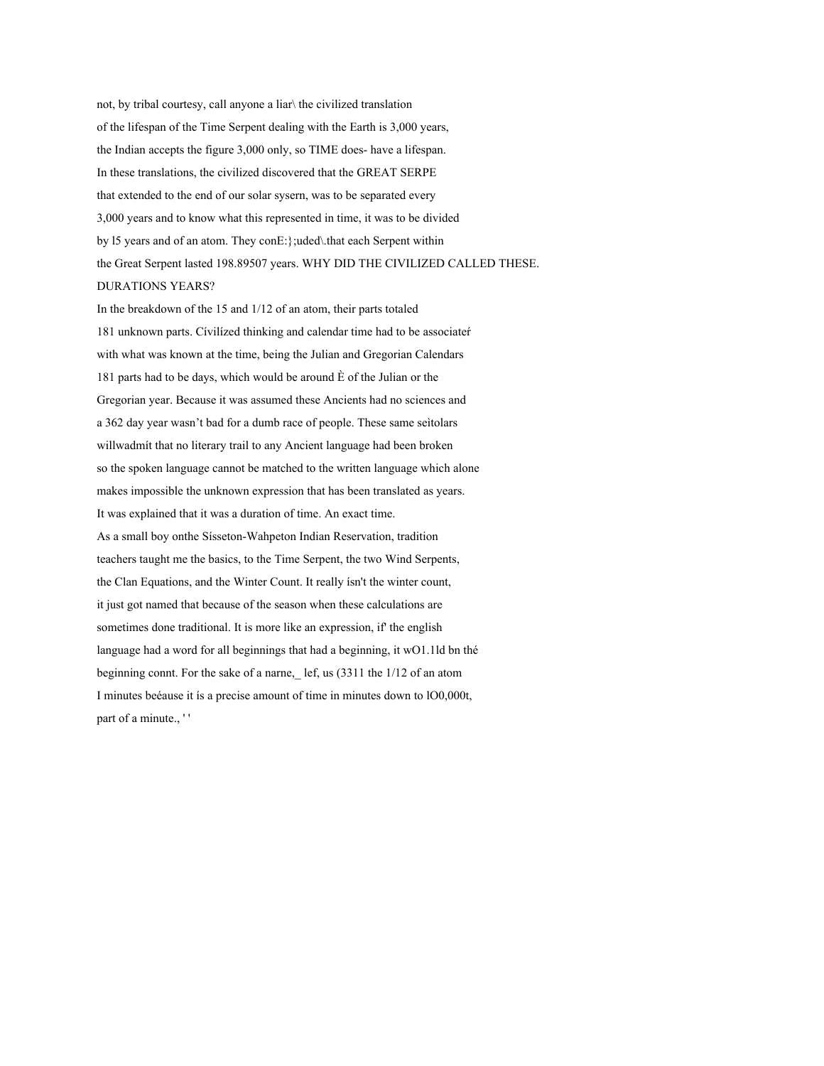not, by tribal courtesy, call anyone a liar\ the civilized translation of the lifespan of the Time Serpent dealing with the Earth is 3,000 years, the Indian accepts the figure 3,000 only, so TIME does- have a lifespan. In these translations, the civilized discovered that the GREAT SERPE that extended to the end of our solar sysern, was to be separated every 3,000 years and to know what this represented in time, it was to be divided by l5 years and of an atom. They conE:};uded\.that each Serpent within the Great Serpent lasted 198.89507 years. WHY DID THE CIVILIZED CALLED THESE. DURATIONS YEARS?

In the breakdown of the 15 and 1/12 of an atom, their parts totaled 181 unknown parts. Cívilízed thinking and calendar time had to be associateŕ with what was known at the time, being the Julian and Gregorian Calendars 181 parts had to be days, which would be around È of the Julian or the Gregorian year. Because it was assumed these Ancients had no sciences and a 362 day year wasn't bad for a dumb race of people. These same seìtolars willwadmít that no literary trail to any Ancient language had been broken so the spoken language cannot be matched to the written language which alone makes impossible the unknown expression that has been translated as years. It was explained that it was a duration of time. An exact time.

As a small boy onthe Sísseton-Wahpeton Indian Reservation, tradition teachers taught me the basics, to the Time Serpent, the two Wind Serpents, the Clan Equations, and the Winter Count. It really ísn't the winter count, it just got named that because of the season when these calculations are sometimes done traditional. It is more like an expression, if' the english language had a word for all beginnings that had a beginning, it wO1.1ld bn thé beginning connt. For the sake of a narne,_ lef, us (3311 the 1/12 of an atom I minutes beéause it ís a precise amount of time in minutes down to lO0,000t, part of a minute., ' '